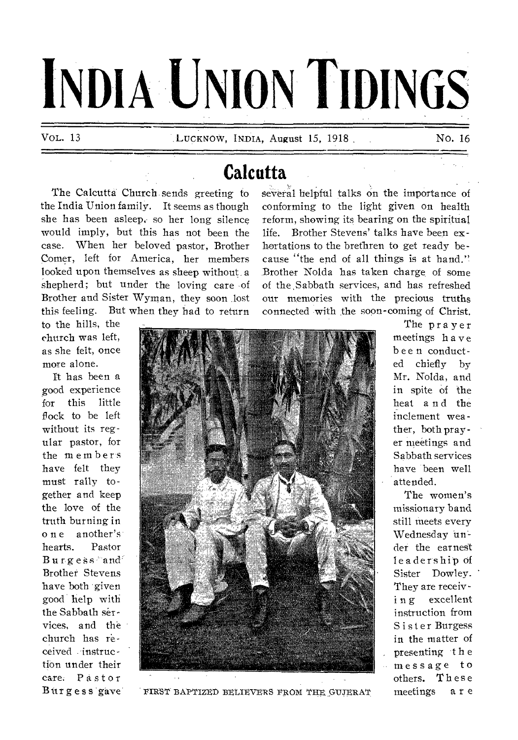# INDIA UNION TIDINGS

VOL. 13 LUCKNOW, INDIA, August 15, 1918 NO. 16

## Calcutta

The Calcutta Church sends greeting to the India Union family. It seems as though she has been asleep, so her long silence would imply, but this has not been the case. When her beloved pastor, Brother Comer, left for America, her members looked upon themselves as sheep without a shepherd; but under the loving care of Brother and Sister Wyman, they soon lost this feeling. But when they had to return to the hills, the church was left, as she felt, once more alone.

It has been a good experience for this little flock to be left without its regular pastor, for the members have felt they must rally together and keep the love of the truth burning in one another's hearts. Pastor Burgess and Brother Stevens have both given good help with the Sabbath services, and the church has received instruction under their care. Pastor Burgess gave several helpful talks on the importance of conforming to the light given on health reform, showing its bearing on the spiritual life. Brother Stevens' talks have been exhortations to the brethren to get ready because "the end of all things is at hand." Brother Nolda has taken charge of some of the Sabbath services, and has refreshed our memories with the precious truths connected with the soon-coming of Christ.

FIRST BAPTIZED BELIEVERS FROM THE GUJERAT

The prayer meetings have been conducted chiefly by Mr. Nolda, and in spite of the heat and the inclement weather, both prayer meetings and Sabbath services have been well attended.

The women's missionary band still meets every Wednesday under the earnest leadership of Sister Dowley. They are receiving excellent instruction from Sister Burgess in the matter of presenting the message to others. These meetings are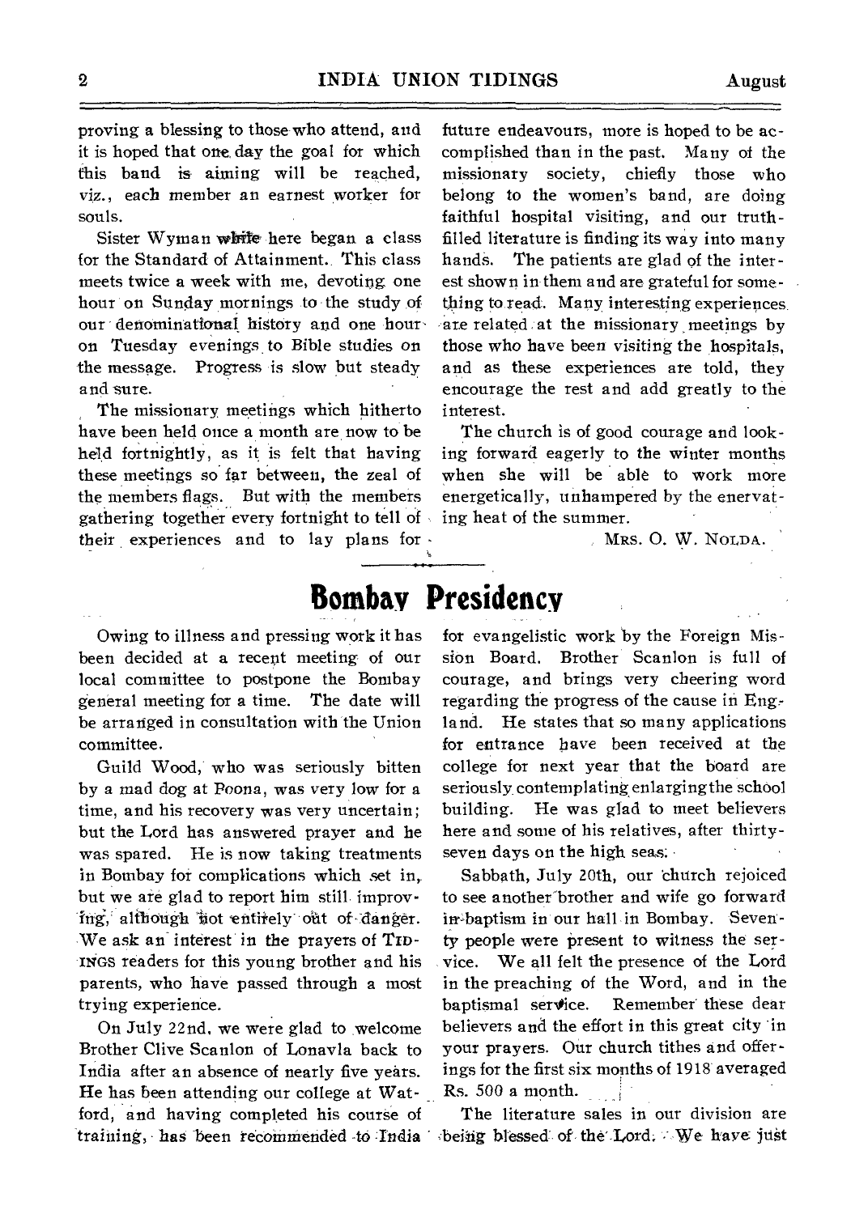proving a blessing to those who attend, and it is hoped that one day the goal for which this band is aiming will be reached, viz., each member an earnest worker for souls.

Sister Wyman while here began a class for the Standard of Attainment. This class meets twice a week with me, devoting one hour on Sunday mornings to the study of our denominational history and one hour on Tuesday evenings to Bible studies on the message. Progress is slow but steady and sure.

The missionary meetings which hitherto have been held once a month are now to be held fortnightly, as it is felt that having these meetings so far between, the zeal of the members flags. But with the members gathering together every fortnight to tell of their experiences and to lay plans for future endeavours, more is hoped to be accomplished than in the past. Many of the missionary society, chiefly those who belong to the women's band, are doing faithful hospital visiting, and our truth-filled literature is finding its way into many hands. The patients are glad of the interest shown in them and are grateful for something to read. Many interesting experiences are related at the missionary meetings by those who have been visiting the hospitals, and as these experiences are told, they encourage the rest and add greatly to the interest.

The church is of good courage and looking forward eagerly to the winter months when she will be able to work more energetically, unhampered by the enervating heat of the summer.

MRS. O. W. NOLDA.

# Bombay Presidency

Owing to illness and pressing work it has been decided at a recent meeting of our local committee to postpone the Bombay general meeting for a time. The date will be arranged in consultation with the Union committee.

Guild Wood, who was seriously bitten by a mad dog at Poona, was very low for a time, and his recovery was very uncertain; but the Lord has answered prayer and he was spared. He is now taking treatments in Bombay for complications which set in, but we are glad to report him still improving, although not entirely out of danger. We ask an interest in the prayers of TIDINGS readers for this young brother and his parents, who have passed through a most trying experience.

On July 22nd, we were glad to welcome Brother Clive Scanlon of Lonavla back to India after an absence of nearly five years. He has been attending our college at Watford, and having completed his course of training, has been recommended to India for evangelistic work by the Foreign Mission Board. Brother Scanlon is full of courage, and brings very cheering word regarding the progress of the cause in England. He states that so many applications for entrance have been received at the college for next year that the board are seriously contemplating enlarging the school building. He was glad to meet believers here and some of his relatives, after thirty-seven days on the high seas.

Sabbath, July 20th, our church rejoiced to see another brother and wife go forward in baptism in our hall in Bombay. Seventy people were present to witness the service. We all felt the presence of the Lord in the preaching of the Word, and in the baptismal service. Remember these dear believers and the effort in this great city in your prayers. Our church tithes and offerings for the first six months of 1918 averaged Rs. 500 a month.

The literature sales in our division are being blessed of the Lord. We have just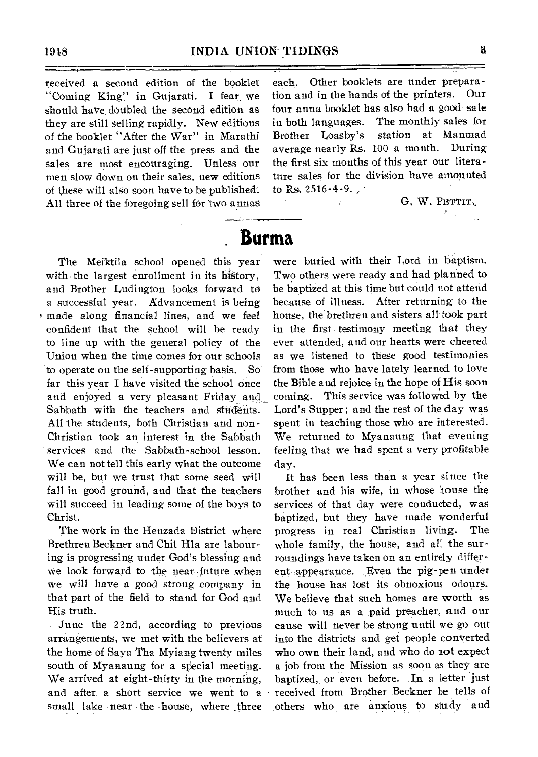received a second edition of the booklet "Coming King" in Gujarati. I fear we should have doubled the second edition as they are still selling rapidly. New editions of the booklet "After the War" in Marathi and Gujarati are just off the press and the sales are most encouraging. Unless our men slow down on their sales, new editions of these will also soon have to be published. All three of the foregoing sell for two annas each. Other booklets are under preparation and in the hands of the printers. Our four anna booklet has also had a good sale in both languages. The monthly sales for Brother Loasby's station at Manmad average nearly Rs. 100 a month. During the first six months of this year our literature sales for the division have amounted to Rs. 2516-4-9.

G. W. PETTIT.

## Burma

The Meiktila school opened this year with the largest enrollment in its history, and Brother Ludington looks forward to a successful year. Advancement is being made along financial lines, and we feel confident that the school will be ready to line up with the general policy of the Union when the time comes for our schools to operate on the self-supporting basis. So far this year I have visited the school once and enjoyed a very pleasant Friday and Sabbath with the teachers and students. All the students, both Christian and non-Christian took an interest in the Sabbath services and the Sabbath-school lesson. We can not tell this early what the outcome will be, but we trust that some seed will fall in good ground, and that the teachers will succeed in leading some of the boys to Christ.

The work in the Henzada District where Brethren Beckner and Chit Hla are labouring is progressing under God's blessing and we look forward to the near future when we will have a good strong company in that part of the field to stand for God and His truth.

June the 22nd, according to previous arrangements, we met with the believers at the home of Saya Tha Myiang twenty miles south of Myanaung for a special meeting. We arrived at eight-thirty in the morning, and after a short service we went to a small lake near the house, where three were buried with their Lord in baptism. Two others were ready and had planned to be baptized at this time but could not attend because of illness. After returning to the house, the brethren and sisters all took part in the first testimony meeting that they ever attended, and our hearts were cheered as we listened to these good testimonies from those who have lately learned to love the Bible and rejoice in the hope of His soon coming. This service was followed by the Lord's Supper; and the rest of the day was spent in teaching those who are interested. We returned to Myanaung that evening feeling that we had spent a very profitable day.

It has been less than a year since the brother and his wife, in whose house the services of that day were conducted, was baptized, but they have made wonderful progress in real Christian living. The whole family, the house, and all the surroundings have taken on an entirely different appearance. Even the pig-pen under the house has lost its obnoxious odours. We believe that such homes are worth as much to us as a paid preacher, and our cause will never be strong until we go out into the districts and get people converted who own their land, and who do not expect a job from the Mission as soon as they are baptized, or even before. In a letter just received from Brother Beckner he tells of others who are anxious to study and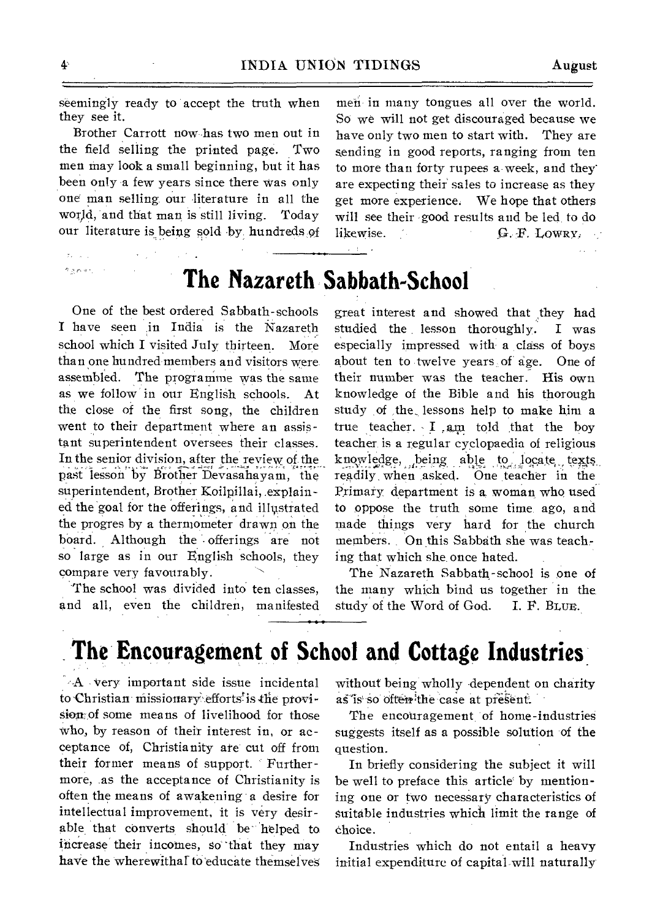seemingly ready to accept the truth when they see it.

Brother Carrott now has two men out in the field selling the printed page. Two men may look a small beginning, but it has been only a few years since there was only one man selling our literature in all the world, and that man is still living. Today our literature is being sold by hundreds of men in many tongues all over the world. So we will not get discouraged because we have only two men to start with. They are sending in good reports, ranging from ten to more than forty rupees a week, and they are expecting their sales to increase as they get more experience. We hope that others will see their good results and be led to do likewise.

G. F. LOWRY.

## The Nazareth Sabbath-School

One of the best ordered Sabbath-schools I have seen in India is the Nazareth school which I visited July thirteen. More than one hundred members and visitors were assembled. The programme was the same as we follow in our English schools. At the close of the first song, the children went to their department where an assistant superintendent oversees their classes. In the senior division, after the review of the past lesson by Brother Devasahayam, the superintendent, Brother Koilpillai, explained the goal for the offerings, and illustrated the progres by a thermometer drawn on the board. Although the offerings are not so large as in our English schools, they compare very favourably.

The school was divided into ten classes, and all, even the children, manifested great interest and showed that they had studied the lesson thoroughly. I was especially impressed with a class of boys about ten to twelve years of age. One of their number was the teacher. His own knowledge of the Bible and his thorough study of the lessons help to make him a true teacher. I am told that the boy teacher is a regular cyclopaedia of religious knowledge, being able to locate texts readily when asked. One teacher in the Primary department is a woman who used to oppose the truth some time ago, and made things very hard for the church members. On this Sabbath she was teaching that which she once hated.

The Nazareth Sabbath-school is one of the many which bind us together in the study of the Word of God.

I. F. BLUE.

## The Encouragement of School and Cottage Industries

A very important side issue incidental to Christian missionary efforts is the provision of some means of livelihood for those who, by reason of their interest in, or acceptance of, Christianity are cut off from their former means of support. Furthermore, as the acceptance of Christianity is often the means of awakening a desire for intellectual improvement, it is very desirable that converts should be helped to increase their incomes, so that they may have the wherewithal to educate themselves without being wholly dependent on charity as is so often the case at present.

The encouragement of home-industries suggests itself as a possible solution of the question.

In briefly considering the subject it will be well to preface this article by mentioning one or two necessary characteristics of suitable industries which limit the range of choice.

Industries which do not entail a heavy initial expenditure of capital will naturally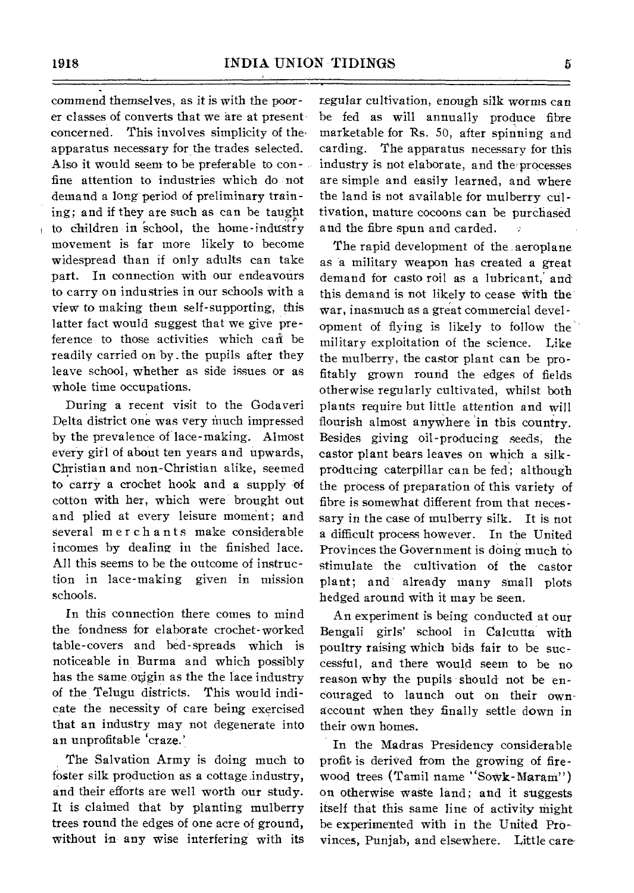commend themselves, as it is with the poorer classes of converts that we are at present concerned. This involves simplicity of the apparatus necessary for the trades selected. Also it would seem to be preferable to confine attention to industries which do not demand a long period of preliminary training; and if they are such as can be taught to children in school, the home-industry movement is far more likely to become widespread than if only adults can take part. In connection with our endeavours to carry on industries in our schools with a view to making them self-supporting, this latter fact would suggest that we give preference to those activities which can be readily carried on by the pupils after they leave school, whether as side issues or as whole time occupations.

During a recent visit to the Godaveri Delta district one was very much impressed by the prevalence of lace-making. Almost every girl of about ten years and upwards, Christian and non-Christian alike, seemed to carry a crochet hook and a supply of cotton with her, which were brought out and plied at every leisure moment; and several merchants make considerable incomes by dealing in the finished lace. All this seems to be the outcome of instruction in lace-making given in mission schools.

In this connection there comes to mind the fondness for elaborate crochet-worked table-covers and bed-spreads which is noticeable in Burma and which possibly has the same origin as the the lace industry of the Telugu districts. This would indicate the necessity of care being exercised that an industry may not degenerate into an unprofitable 'craze.'

The Salvation Army is doing much to foster silk production as a cottage industry, and their efforts are well worth our study. It is claimed that by planting mulberry trees round the edges of one acre of ground, without in any wise interfering with its regular cultivation, enough silk worms can be fed as will annually produce fibre marketable for Rs. 50, after spinning and carding. The apparatus necessary for this industry is not elaborate, and the processes are simple and easily learned, and where the land is not available for mulberry cultivation, mature cocoons can be purchased and the fibre spun and carded.

The rapid development of the aeroplane as a military weapon has created a great demand for casto roil as a lubricant, and this demand is not likely to cease with the war, inasmuch as a great commercial development of flying is likely to follow the military exploitation of the science. Like the mulberry, the castor plant can be profitably grown round the edges of fields otherwise regularly cultivated, whilst both plants require but little attention and will flourish almost anywhere in this country. Besides giving oil-producing seeds, the castor plant bears leaves on which a silk-producing caterpillar can be fed; although the process of preparation of this variety of fibre is somewhat different from that necessary in the case of mulberry silk. It is not a difficult process however. In the United Provinces the Government is doing much to stimulate the cultivation of the castor plant; and already many small plots hedged around with it may be seen.

An experiment is being conducted at our Bengali girls' school in Calcutta with poultry raising which bids fair to be successful, and there would seem to be no reason why the pupils should not be encouraged to launch out on their own account when they finally settle down in their own homes.

In the Madras Presidency considerable profit is derived from the growing of firewood trees (Tamil name "Sowk-Maram") on otherwise waste land; and it suggests itself that this same line of activity might be experimented with in the United Provinces, Punjab, and elsewhere. Little care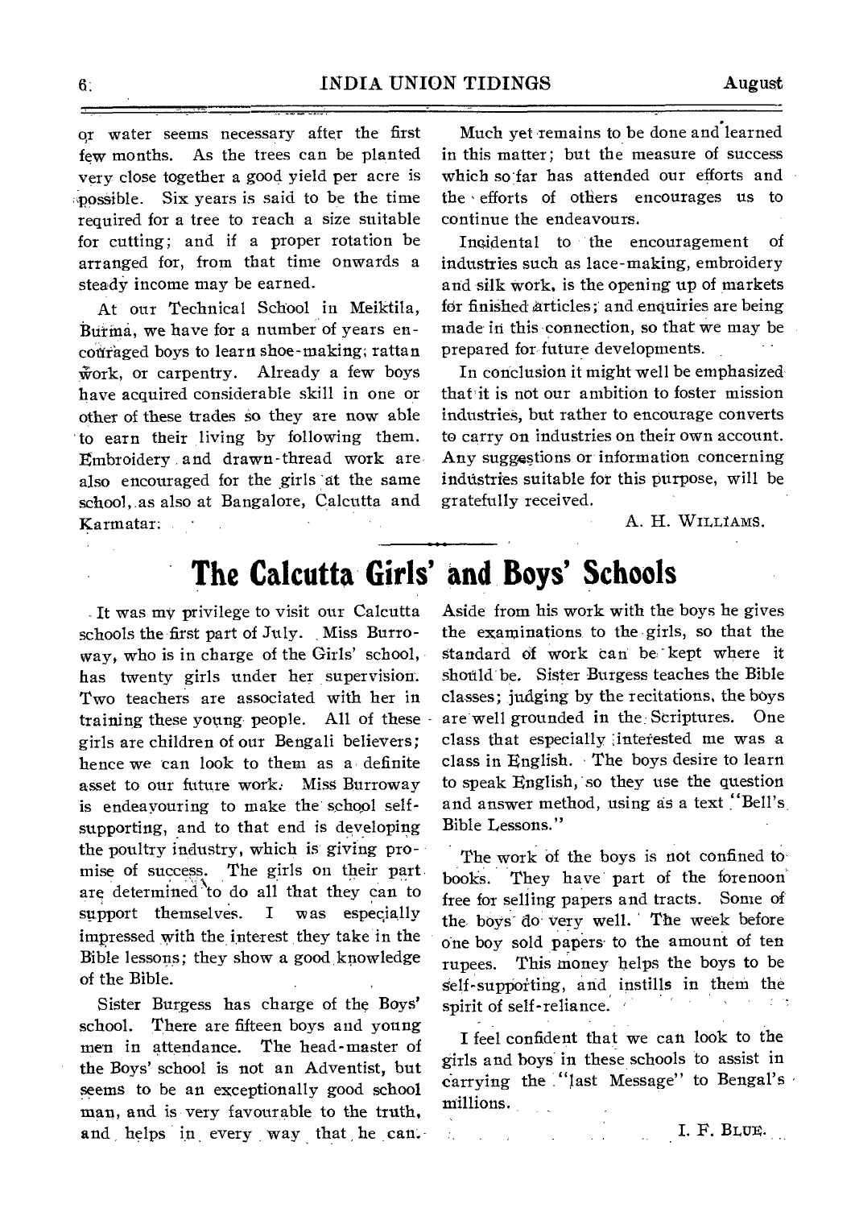or water seems necessary after the first few months. As the trees can be planted very close together a good yield per acre is possible. Six years is said to be the time required for a tree to reach a size suitable for cutting; and if a proper rotation be arranged for, from that time onwards a steady income may be earned.

At our Technical School in Meiktila, Burma, we have for a number of years encouraged boys to learn shoe-making, rattan work, or carpentry. Already a few boys have acquired considerable skill in one or other of these trades so they are now able to earn their living by following them. Embroidery and drawn-thread work are also encouraged for the girls at the same school, as also at Bangalore, Calcutta and Karmatar.

Much yet remains to be done and learned in this matter; but the measure of success which so far has attended our efforts and the efforts of others encourages us to continue the endeavours.

Incidental to the encouragement of industries such as lace-making, embroidery and silk work, is the opening up of markets for finished articles; and enquiries are being made in this connection, so that we may be prepared for future developments.

In conclusion it might well be emphasized that it is not our ambition to foster mission industries, but rather to encourage converts to carry on industries on their own account. Any suggestions or information concerning industries suitable for this purpose, will be gratefully received.

A. H. WILLIAMS.

# The Calcutta Girls' and Boys' Schools

It was my privilege to visit our Calcutta schools the first part of July. Miss Burroway, who is in charge of the Girls' school, has twenty girls under her supervision. Two teachers are associated with her in training these young people. All of these girls are children of our Bengali believers; hence we can look to them as a definite asset to our future work. Miss Burroway is endeavouring to make the school self-supporting, and to that end is developing the poultry industry, which is giving promise of success. The girls on their part are determined to do all that they can to support themselves. I was especially impressed with the interest they take in the Bible lessons; they show a good knowledge of the Bible.

Sister Burgess has charge of the Boys' school. There are fifteen boys and young men in attendance. The head-master of the Boys' school is not an Adventist, but seems to be an exceptionally good school man, and is very favourable to the truth, and helps in every way that he can. Aside from his work with the boys he gives the examinations to the girls, so that the standard of work can be kept where it should be. Sister Burgess teaches the Bible classes; judging by the recitations, the boys are well grounded in the Scriptures. One class that especially interested me was a class in English. The boys desire to learn to speak English, so they use the question and answer method, using as a text "Bell's Bible Lessons."

The work of the boys is not confined to books. They have part of the forenoon free for selling papers and tracts. Some of the boys do very well. The week before one boy sold papers to the amount of ten rupees. This money helps the boys to be self-supporting, and instills in them the spirit of self-reliance.

I feel confident that we can look to the girls and boys in these schools to assist in carrying the "last Message" to Bengal's millions.

I. F. BLUE.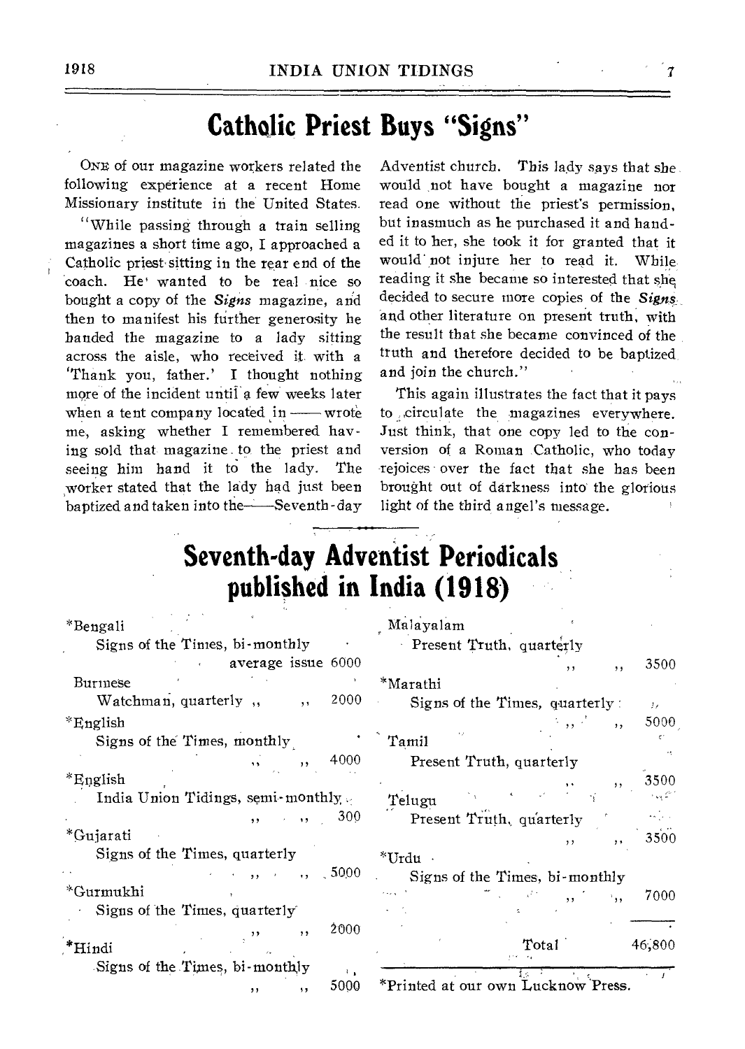# Catholic Priest Buys "Signs"

ONE of our magazine workers related the following experience at a recent Home Missionary institute in the United States.

"While passing through a train selling magazines a short time ago, I approached a Catholic priest sitting in the rear end of the coach. He wanted to be real nice so bought a copy of the *Signs* magazine, and then to manifest his further generosity he handed the magazine to a lady sitting across the aisle, who received it with a 'Thank you, father.' I thought nothing more of the incident until a few weeks later when a tent company located in —— wrote me, asking whether I remembered having sold that magazine to the priest and seeing him hand it to the lady. The worker stated that the lady had just been baptized and taken into the——Seventh-day Adventist church. This lady says that she would not have bought a magazine nor read one without the priest's permission, but inasmuch as he purchased it and handed it to her, she took it for granted that it would not injure her to read it. While reading it she became so interested that she decided to secure more copies of the *Signs* and other literature on present truth, with the result that she became convinced of the truth and therefore decided to be baptized and join the church."

This again illustrates the fact that it pays to circulate the magazines everywhere. Just think, that one copy led to the conversion of a Roman Catholic, who today rejoices over the fact that she has been brought out of darkness into the glorious light of the third angel's message.

# Seventh-day Adventist Periodicals published in India (1918)

| Language / Periodical | Average issue |
|---|---|
| *Bengali — Signs of the Times, bi-monthly | 6000 |
| Burmese — Watchman, quarterly | 2000 |
| *English — Signs of the Times, monthly | 4000 |
| *English — India Union Tidings, semi-monthly | 300 |
| *Gujarati — Signs of the Times, quarterly | 5000 |
| *Gurmukhi — Signs of the Times, quarterly | 2000 |
| *Hindi — Signs of the Times, bi-monthly | 5000 |
| Malayalam — Present Truth, quarterly | 3500 |
| *Marathi — Signs of the Times, quarterly | 5000 |
| Tamil — Present Truth, quarterly | 3500 |
| Telugu — Present Truth, quarterly | 3500 |
| *Urdu — Signs of the Times, bi-monthly | 7000 |
| Total | 46,800 |

*Printed at our own Lucknow Press.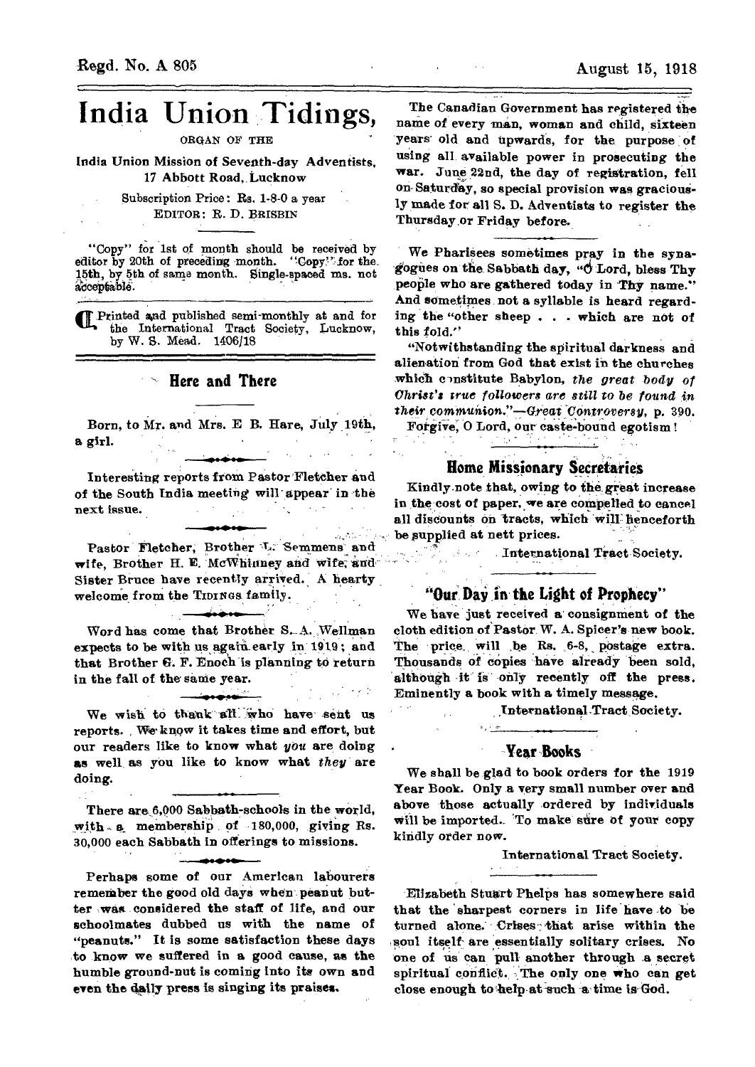Regd. No. A 805

August 15, 1918

# India Union Tidings,

ORGAN OF THE

India Union Mission of Seventh-day Adventists, 17 Abbott Road, Lucknow

Subscription Price: Rs. 1-8-0 a year

EDITOR: R. D. BRISBIN

"Copy" for 1st of month should be received by editor by 20th of preceding month. "Copy" for the 15th, by 5th of same month. Single-spaced ms. not acceptable.

Printed and published semi-monthly at and for the International Tract Society, Lucknow, by W. S. Mead. 1406/18

## Here and There

Born, to Mr. and Mrs. E B. Hare, July 19th, a girl.

Interesting reports from Pastor Fletcher and of the South India meeting will appear in the next issue.

Pastor Fletcher, Brother L. Semmens and wife, Brother H. E. McWhinney and wife, and Sister Bruce have recently arrived. A hearty welcome from the TIDINGS family.

Word has come that Brother S. A. Wellman expects to be with us again early in 1919; and that Brother G. F. Enoch is planning to return in the fall of the same year.

We wish to thank all who have sent us reports. We know it takes time and effort, but our readers like to know what *you* are doing as well as you like to know what *they* are doing.

There are 6,000 Sabbath-schools in the world, with a membership of 180,000, giving Rs. 30,000 each Sabbath in offerings to missions.

Perhaps some of our American labourers remember the good old days when peanut butter was considered the staff of life, and our schoolmates dubbed us with the name of "peanuts." It is some satisfaction these days to know we suffered in a good cause, as the humble ground-nut is coming into its own and even the daily press is singing its praises.

The Canadian Government has registered the name of every man, woman and child, sixteen years old and upwards, for the purpose of using all available power in prosecuting the war. June 22nd, the day of registration, fell on Saturday, so special provision was graciously made for all S. D. Adventists to register the Thursday or Friday before.

We Pharisees sometimes pray in the synagogues on the Sabbath day, "O Lord, bless Thy people who are gathered today in Thy name." And sometimes not a syllable is heard regarding the "other sheep . . . which are not of this fold."

"Notwithstanding the spiritual darkness and alienation from God that exist in the churches which constitute Babylon, *the great body of Christ's true followers are still to be found in their communion*."—*Great Controversy*, p. 390.

Forgive, O Lord, our caste-bound egotism!

## Home Missionary Secretaries

Kindly note that, owing to the great increase in the cost of paper, we are compelled to cancel all discounts on tracts, which will henceforth be supplied at nett prices.

International Tract Society.

## "Our Day in the Light of Prophecy"

We have just received a consignment of the cloth edition of Pastor W. A. Spicer's new book. The price will be Rs. 6-8, postage extra. Thousands of copies have already been sold, although it is only recently off the press. Eminently a book with a timely message.

International Tract Society.

## Year Books

We shall be glad to book orders for the 1919 Year Book. Only a very small number over and above those actually ordered by individuals will be imported. To make sure of your copy kindly order now.

International Tract Society.

Elizabeth Stuart Phelps has somewhere said that the sharpest corners in life have to be turned alone. Crises that arise within the soul itself are essentially solitary crises. No one of us can pull another through a secret spiritual conflict. The only one who can get close enough to help at such a time is God.